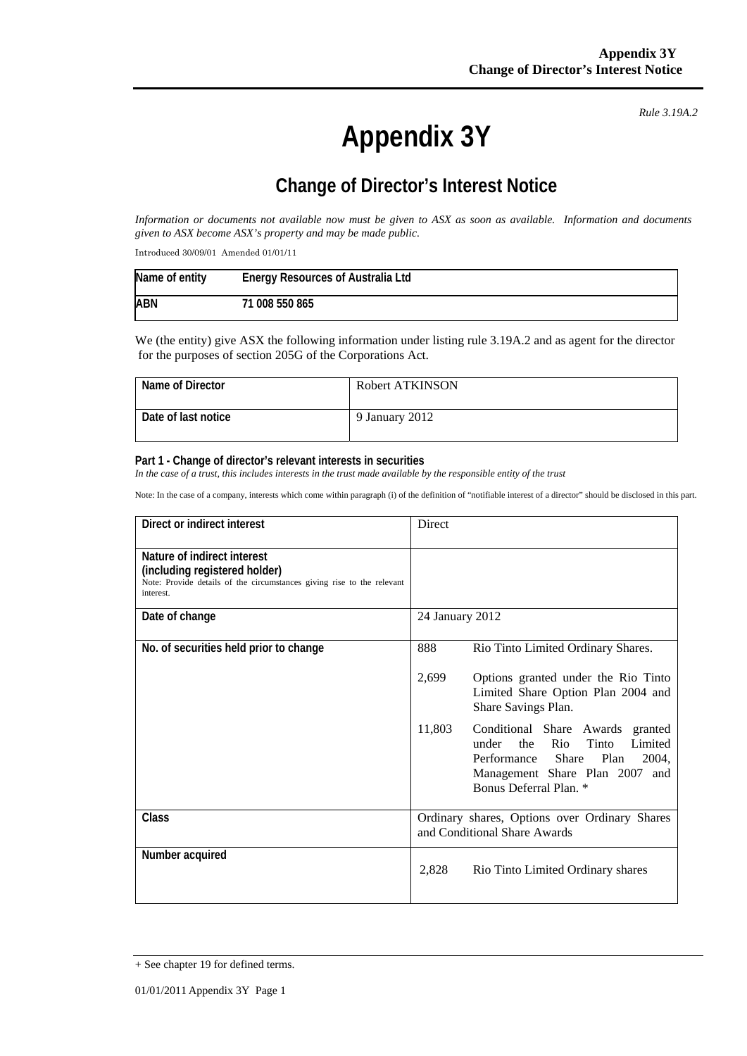*Rule 3.19A.2*

# Appendix 3Y

## Change of Director's Interest Notice

*Information or documents not available now must be given to ASX as soon as available. Information and documents given to ASX become ASX's property and may be made public.*

Introduced 30/09/01 Amended 01/01/11

| Name of entity | Energy Resources of Australia Ltd |
|---|---|
| ABN | 71 008 550 865 |

We (the entity) give ASX the following information under listing rule 3.19A.2 and as agent for the director for the purposes of section 205G of the Corporations Act.

| Name of Director | Robert ATKINSON |
|---|---|
| Date of last notice | 9 January 2012 |

**Part 1 - Change of director's relevant interests in securities**

*In the case of a trust, this includes interests in the trust made available by the responsible entity of the trust*

Note: In the case of a company, interests which come within paragraph (i) of the definition of "notifiable interest of a director" should be disclosed in this part.

| | |
|---|---|
| **Direct or indirect interest** | Direct |
| **Nature of indirect interest (including registered holder)**<br>Note: Provide details of the circumstances giving rise to the relevant interest. | |
| **Date of change** | 24 January 2012 |
| **No. of securities held prior to change** | 888 Rio Tinto Limited Ordinary Shares.<br><br>2,699 Options granted under the Rio Tinto Limited Share Option Plan 2004 and Share Savings Plan.<br><br>11,803 Conditional Share Awards granted under the Rio Tinto Limited Performance Share Plan 2004, Management Share Plan 2007 and Bonus Deferral Plan. * |
| **Class** | Ordinary shares, Options over Ordinary Shares and Conditional Share Awards |
| **Number acquired** | 2,828 Rio Tinto Limited Ordinary shares |

+ See chapter 19 for defined terms.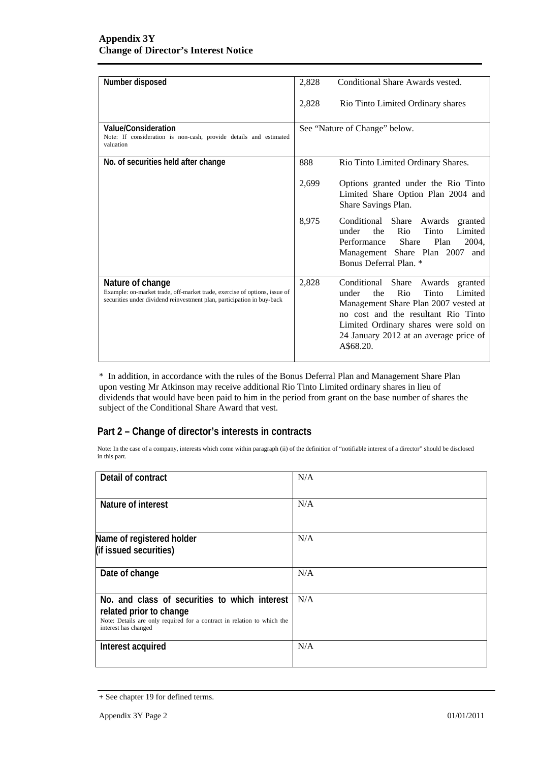| | |
|---|---|
| **Number disposed** | 2,828 Conditional Share Awards vested.<br><br>2,828 Rio Tinto Limited Ordinary shares |
| **Value/Consideration**<br>Note: If consideration is non-cash, provide details and estimated valuation | See "Nature of Change" below. |
| **No. of securities held after change** | 888 Rio Tinto Limited Ordinary Shares.<br><br>2,699 Options granted under the Rio Tinto Limited Share Option Plan 2004 and Share Savings Plan.<br><br>8,975 Conditional Share Awards granted under the Rio Tinto Limited Performance Share Plan 2004, Management Share Plan 2007 and Bonus Deferral Plan. * |
| **Nature of change**<br>Example: on-market trade, off-market trade, exercise of options, issue of securities under dividend reinvestment plan, participation in buy-back | 2,828 Conditional Share Awards granted under the Rio Tinto Limited Management Share Plan 2007 vested at no cost and the resultant Rio Tinto Limited Ordinary shares were sold on 24 January 2012 at an average price of A$68.20. |

* In addition, in accordance with the rules of the Bonus Deferral Plan and Management Share Plan upon vesting Mr Atkinson may receive additional Rio Tinto Limited ordinary shares in lieu of dividends that would have been paid to him in the period from grant on the base number of shares the subject of the Conditional Share Award that vest.

## Part 2 – Change of director's interests in contracts

Note: In the case of a company, interests which come within paragraph (ii) of the definition of "notifiable interest of a director" should be disclosed in this part.

| | |
|---|---|
| **Detail of contract** | N/A |
| **Nature of interest** | N/A |
| **Name of registered holder (if issued securities)** | N/A |
| **Date of change** | N/A |
| **No. and class of securities to which interest related prior to change**<br>Note: Details are only required for a contract in relation to which the interest has changed | N/A |
| **Interest acquired** | N/A |

+ See chapter 19 for defined terms.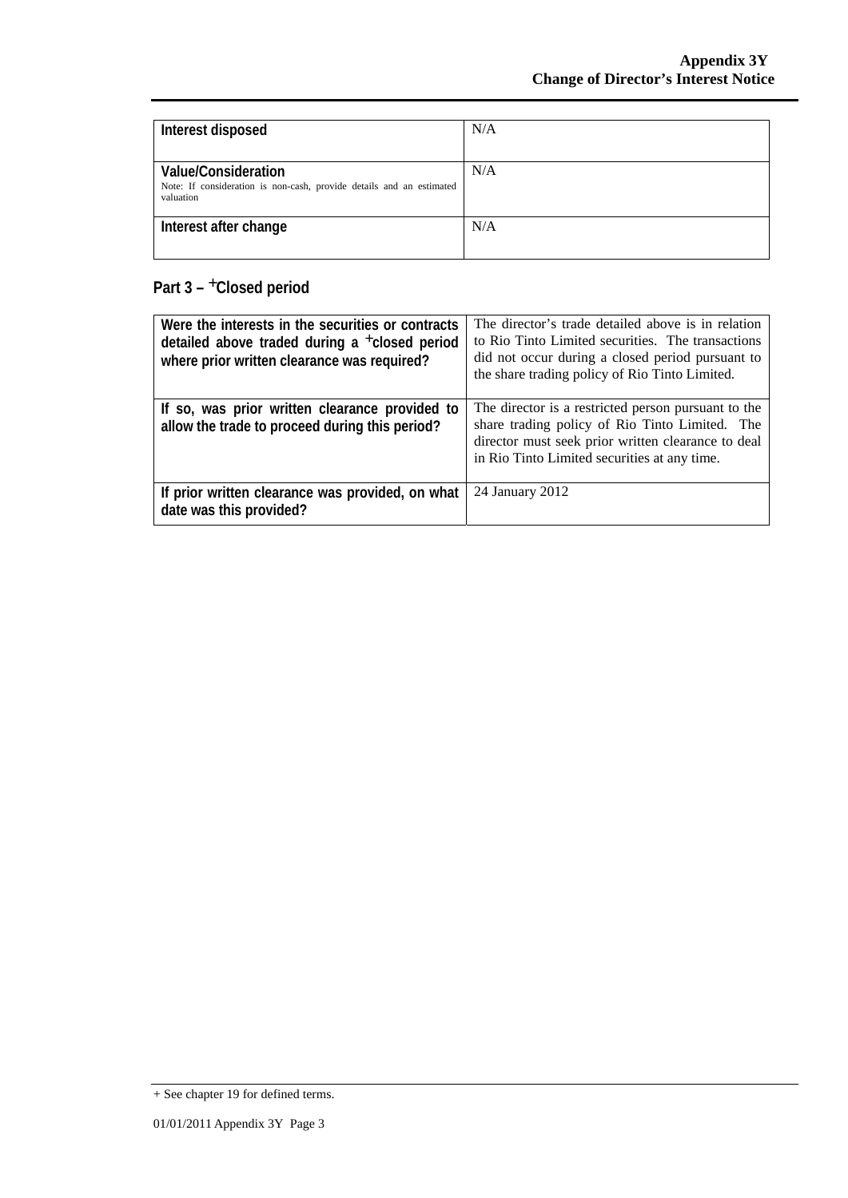| | |
|---|---|
| **Interest disposed** | N/A |
| **Value/Consideration**<br>Note: If consideration is non-cash, provide details and an estimated valuation | N/A |
| **Interest after change** | N/A |

## Part 3 – +Closed period

| | |
|---|---|
| **Were the interests in the securities or contracts detailed above traded during a +closed period where prior written clearance was required?** | The director's trade detailed above is in relation to Rio Tinto Limited securities. The transactions did not occur during a closed period pursuant to the share trading policy of Rio Tinto Limited. |
| **If so, was prior written clearance provided to allow the trade to proceed during this period?** | The director is a restricted person pursuant to the share trading policy of Rio Tinto Limited. The director must seek prior written clearance to deal in Rio Tinto Limited securities at any time. |
| **If prior written clearance was provided, on what date was this provided?** | 24 January 2012 |

+ See chapter 19 for defined terms.